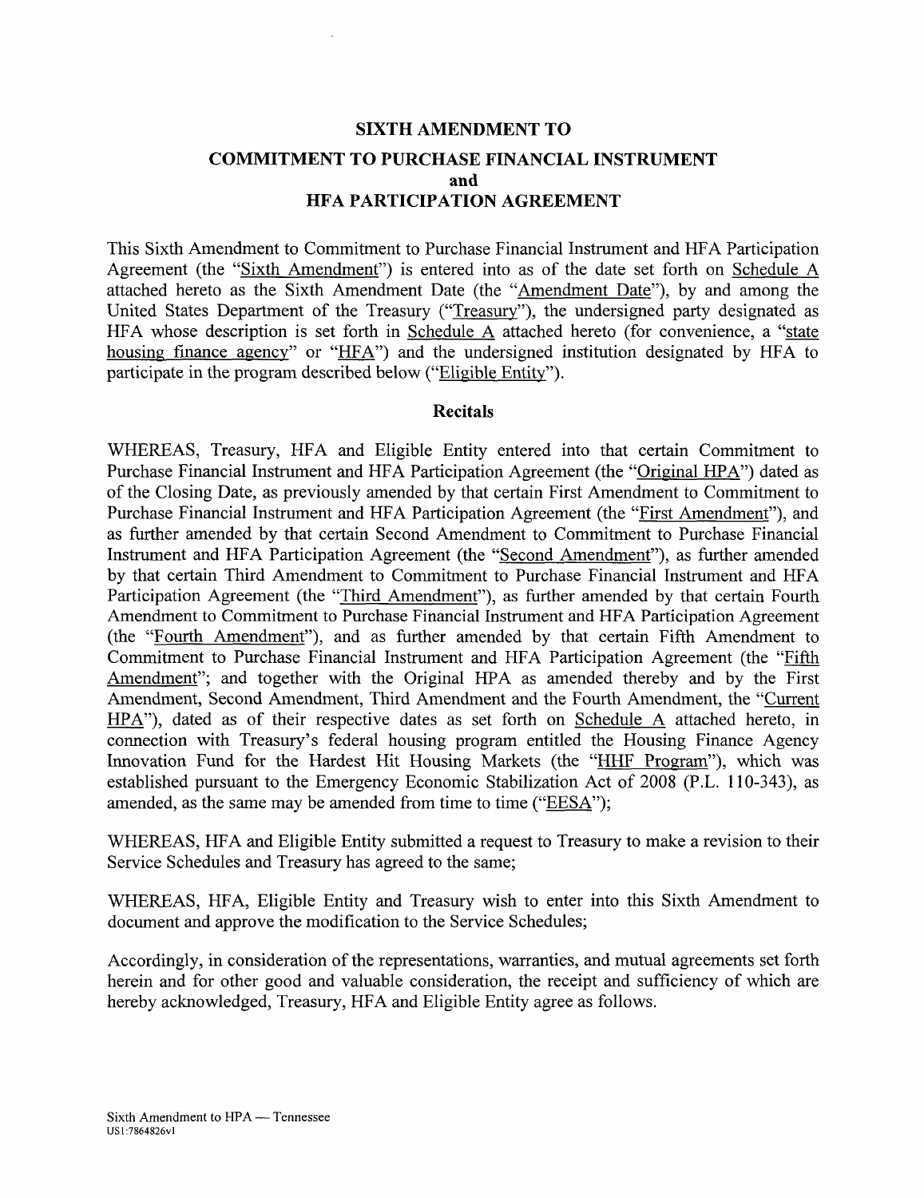# SIXTH AMENDMENT TO
# COMMITMENT TO PURCHASE FINANCIAL INSTRUMENT
# and
# HFA PARTICIPATION AGREEMENT

This Sixth Amendment to Commitment to Purchase Financial Instrument and HFA Participation Agreement (the "Sixth Amendment") is entered into as of the date set forth on Schedule A attached hereto as the Sixth Amendment Date (the "Amendment Date"), by and among the United States Department of the Treasury ("Treasury"), the undersigned party designated as HFA whose description is set forth in Schedule A attached hereto (for convenience, a "state housing finance agency" or "HFA") and the undersigned institution designated by HFA to participate in the program described below ("Eligible Entity").

## Recitals

WHEREAS, Treasury, HFA and Eligible Entity entered into that certain Commitment to Purchase Financial Instrument and HFA Participation Agreement (the "Original HPA") dated as of the Closing Date, as previously amended by that certain First Amendment to Commitment to Purchase Financial Instrument and HFA Participation Agreement (the "First Amendment"), and as further amended by that certain Second Amendment to Commitment to Purchase Financial Instrument and HFA Participation Agreement (the "Second Amendment"), as further amended by that certain Third Amendment to Commitment to Purchase Financial Instrument and HFA Participation Agreement (the "Third Amendment"), as further amended by that certain Fourth Amendment to Commitment to Purchase Financial Instrument and HFA Participation Agreement (the "Fourth Amendment"), and as further amended by that certain Fifth Amendment to Commitment to Purchase Financial Instrument and HFA Participation Agreement (the "Fifth Amendment"; and together with the Original HPA as amended thereby and by the First Amendment, Second Amendment, Third Amendment and the Fourth Amendment, the "Current HPA"), dated as of their respective dates as set forth on Schedule A attached hereto, in connection with Treasury's federal housing program entitled the Housing Finance Agency Innovation Fund for the Hardest Hit Housing Markets (the "HHF Program"), which was established pursuant to the Emergency Economic Stabilization Act of 2008 (P.L. 110-343), as amended, as the same may be amended from time to time ("EESA");

WHEREAS, HFA and Eligible Entity submitted a request to Treasury to make a revision to their Service Schedules and Treasury has agreed to the same;

WHEREAS, HFA, Eligible Entity and Treasury wish to enter into this Sixth Amendment to document and approve the modification to the Service Schedules;

Accordingly, in consideration of the representations, warranties, and mutual agreements set forth herein and for other good and valuable consideration, the receipt and sufficiency of which are hereby acknowledged, Treasury, HFA and Eligible Entity agree as follows.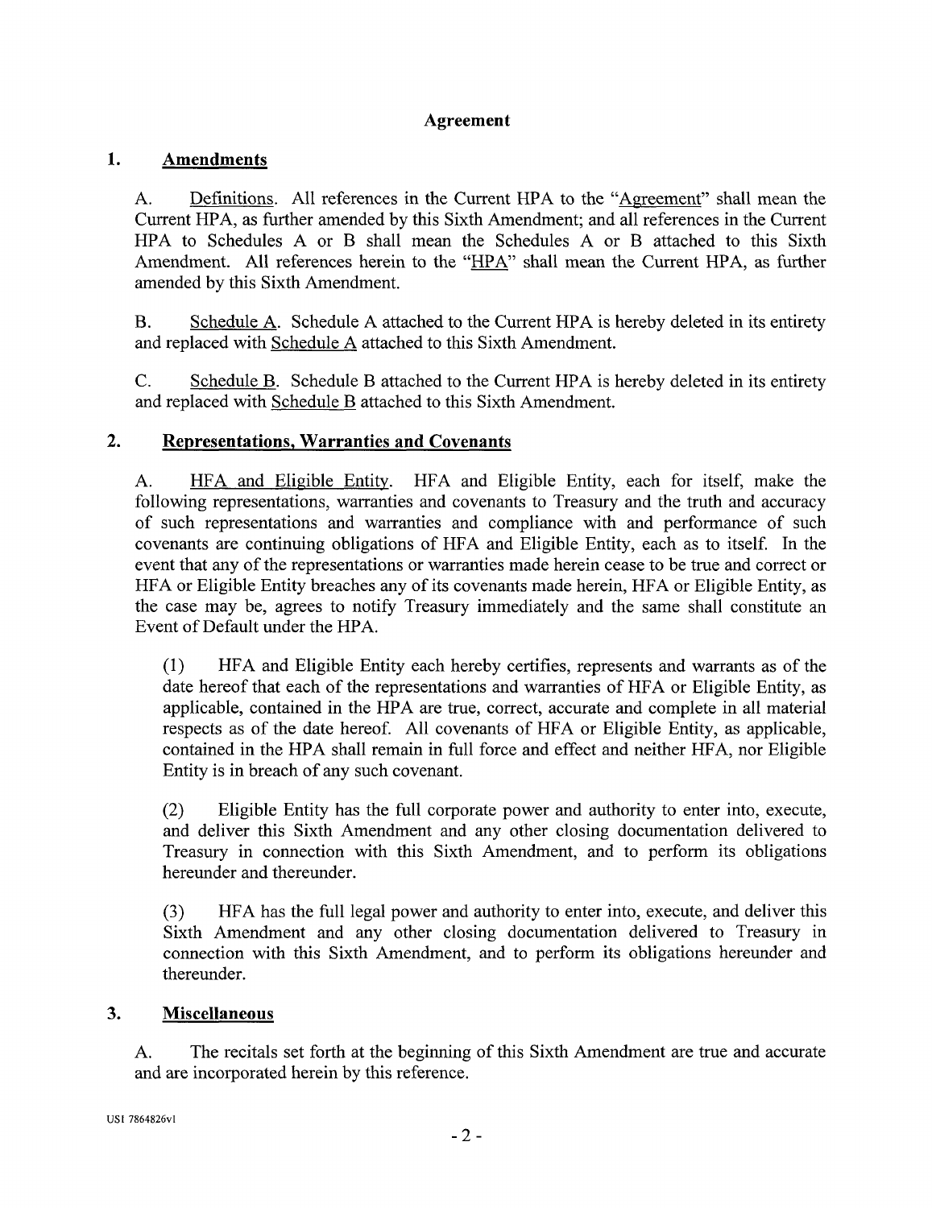## Agreement

### 1. Amendments

A. Definitions. All references in the Current HPA to the "Agreement" shall mean the Current HPA, as further amended by this Sixth Amendment; and all references in the Current HPA to Schedules A or B shall mean the Schedules A or B attached to this Sixth Amendment. All references herein to the "HPA" shall mean the Current HPA, as further amended by this Sixth Amendment.

B. Schedule A. Schedule A attached to the Current HPA is hereby deleted in its entirety and replaced with Schedule A attached to this Sixth Amendment.

C. Schedule B. Schedule B attached to the Current HPA is hereby deleted in its entirety and replaced with Schedule B attached to this Sixth Amendment.

### 2. Representations, Warranties and Covenants

A. HFA and Eligible Entity. HFA and Eligible Entity, each for itself, make the following representations, warranties and covenants to Treasury and the truth and accuracy of such representations and warranties and compliance with and performance of such covenants are continuing obligations of HFA and Eligible Entity, each as to itself. In the event that any of the representations or warranties made herein cease to be true and correct or HFA or Eligible Entity breaches any of its covenants made herein, HFA or Eligible Entity, as the case may be, agrees to notify Treasury immediately and the same shall constitute an Event of Default under the HPA.

(1) HFA and Eligible Entity each hereby certifies, represents and warrants as of the date hereof that each of the representations and warranties of HFA or Eligible Entity, as applicable, contained in the HPA are true, correct, accurate and complete in all material respects as of the date hereof. All covenants of HFA or Eligible Entity, as applicable, contained in the HPA shall remain in full force and effect and neither HFA, nor Eligible Entity is in breach of any such covenant.

(2) Eligible Entity has the full corporate power and authority to enter into, execute, and deliver this Sixth Amendment and any other closing documentation delivered to Treasury in connection with this Sixth Amendment, and to perform its obligations hereunder and thereunder.

(3) HFA has the full legal power and authority to enter into, execute, and deliver this Sixth Amendment and any other closing documentation delivered to Treasury in connection with this Sixth Amendment, and to perform its obligations hereunder and thereunder.

### 3. Miscellaneous

A. The recitals set forth at the beginning of this Sixth Amendment are true and accurate and are incorporated herein by this reference.

US1 7864826v1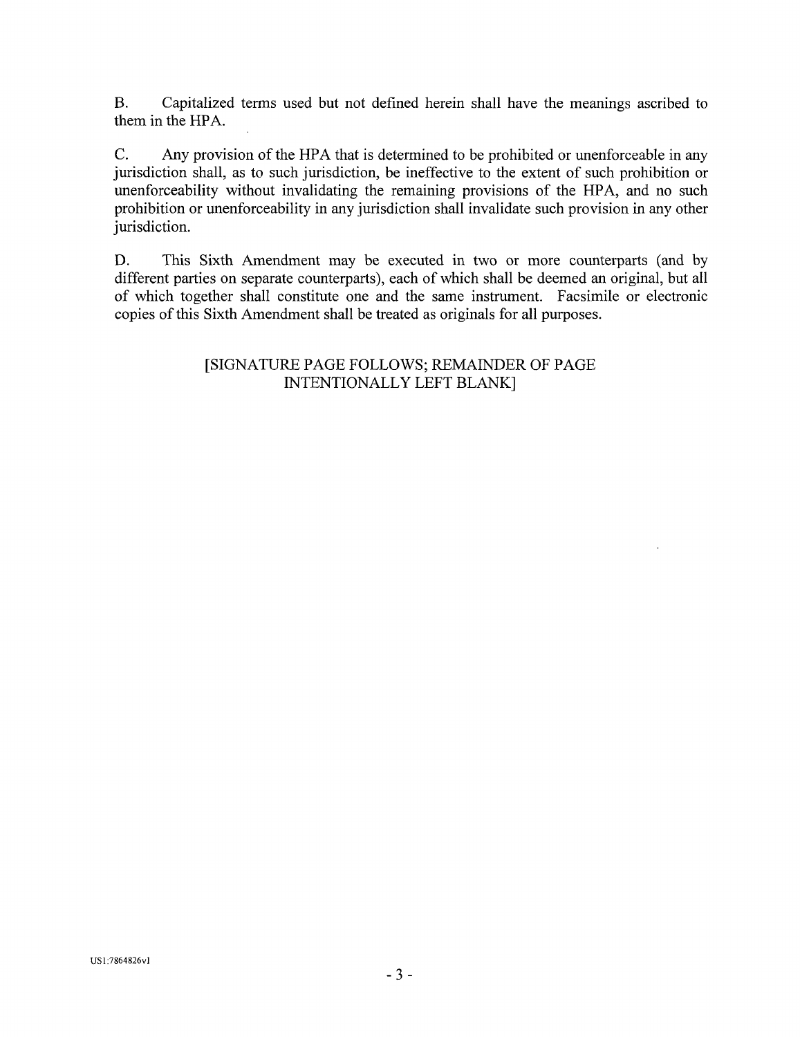B. Capitalized terms used but not defined herein shall have the meanings ascribed to them in the HPA.

C. Any provision of the HPA that is determined to be prohibited or unenforceable in any jurisdiction shall, as to such jurisdiction, be ineffective to the extent of such prohibition or unenforceability without invalidating the remaining provisions of the HPA, and no such prohibition or unenforceability in any jurisdiction shall invalidate such provision in any other jurisdiction.

D. This Sixth Amendment may be executed in two or more counterparts (and by different parties on separate counterparts), each of which shall be deemed an original, but all of which together shall constitute one and the same instrument. Facsimile or electronic copies of this Sixth Amendment shall be treated as originals for all purposes.

[SIGNATURE PAGE FOLLOWS; REMAINDER OF PAGE INTENTIONALLY LEFT BLANK]

US1:7864826v1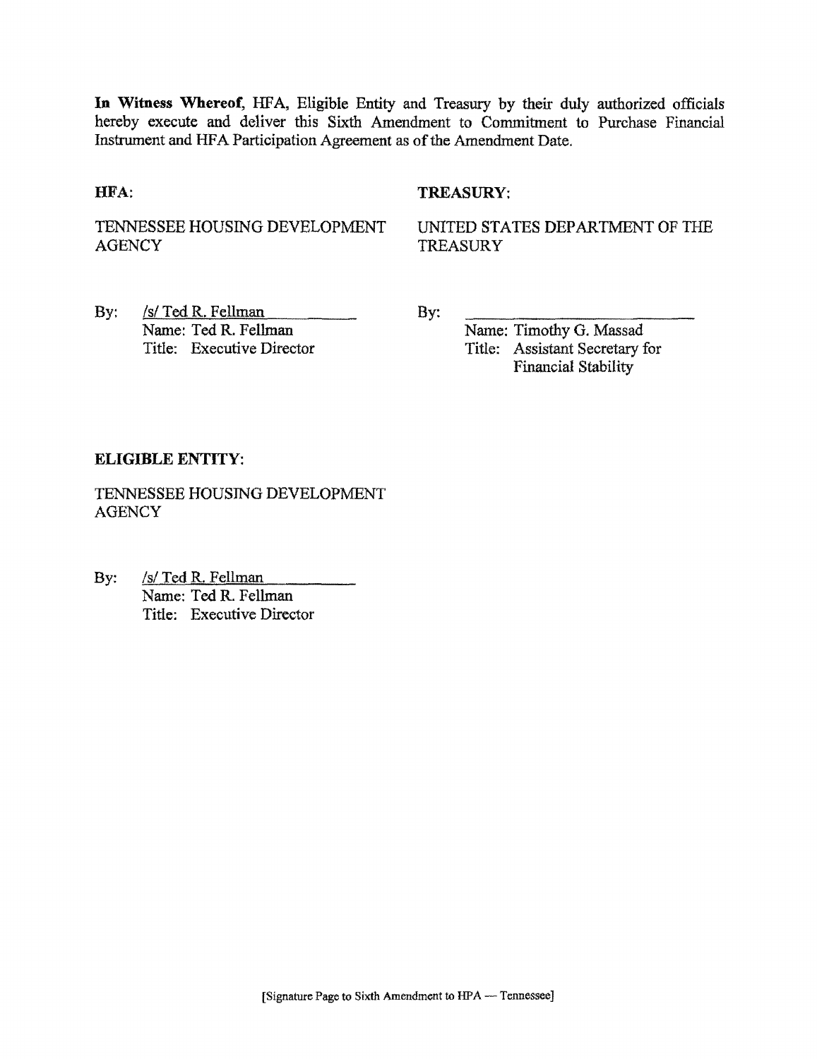**In Witness Whereof**, HFA, Eligible Entity and Treasury by their duly authorized officials hereby execute and deliver this Sixth Amendment to Commitment to Purchase Financial Instrument and HFA Participation Agreement as of the Amendment Date.

**HFA:**

TENNESSEE HOUSING DEVELOPMENT AGENCY

By: /s/ Ted R. Fellman
Name: Ted R. Fellman
Title: Executive Director

**TREASURY:**

UNITED STATES DEPARTMENT OF THE TREASURY

By: \_\_\_\_\_\_\_\_\_\_\_\_\_\_\_\_\_\_\_\_
Name: Timothy G. Massad
Title: Assistant Secretary for Financial Stability

**ELIGIBLE ENTITY:**

TENNESSEE HOUSING DEVELOPMENT AGENCY

By: /s/ Ted R. Fellman
Name: Ted R. Fellman
Title: Executive Director

[Signature Page to Sixth Amendment to HPA — Tennessee]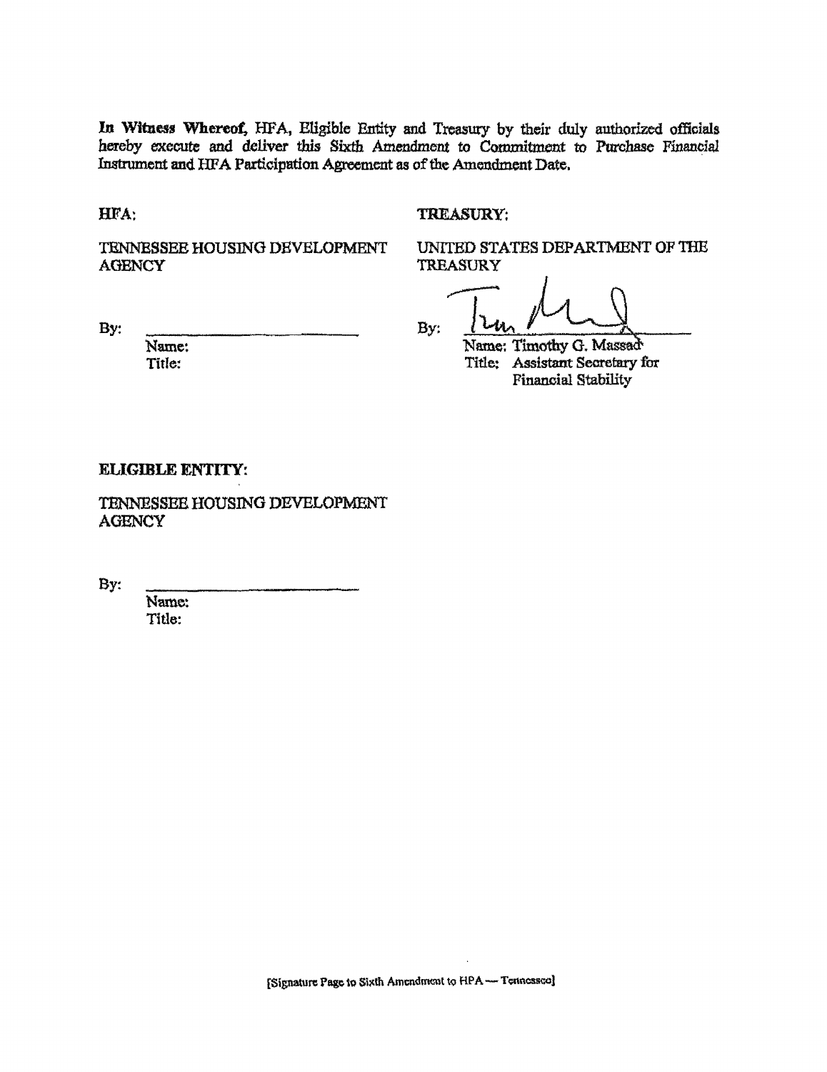**In Witness Whereof,** HFA, Eligible Entity and Treasury by their duly authorized officials hereby execute and deliver this Sixth Amendment to Commitment to Purchase Financial Instrument and HFA Participation Agreement as of the Amendment Date.

**HFA:**

TENNESSEE HOUSING DEVELOPMENT AGENCY

By: ______________________________

Name:
Title:

**TREASURY:**

UNITED STATES DEPARTMENT OF THE TREASURY

By: ______________________________

Name: Timothy G. Massad
Title: Assistant Secretary for Financial Stability

**ELIGIBLE ENTITY:**

TENNESSEE HOUSING DEVELOPMENT AGENCY

By: ______________________________

Name:
Title:

[Signature Page to Sixth Amendment to HPA — Tennessee]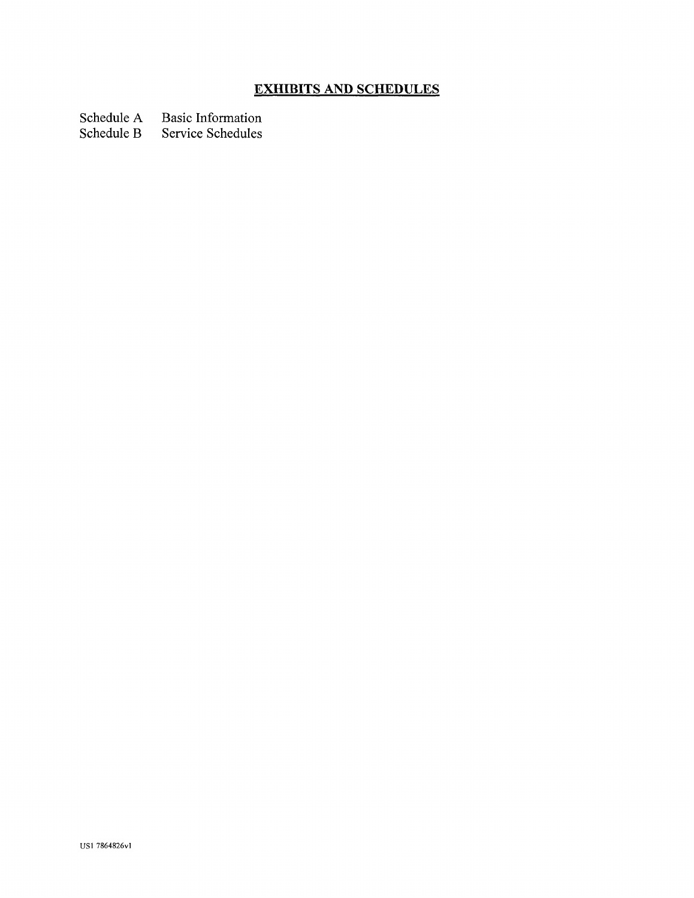## **EXHIBITS AND SCHEDULES**

| | |
|---|---|
| Schedule A | Basic Information |
| Schedule B | Service Schedules |

US1 7864826v1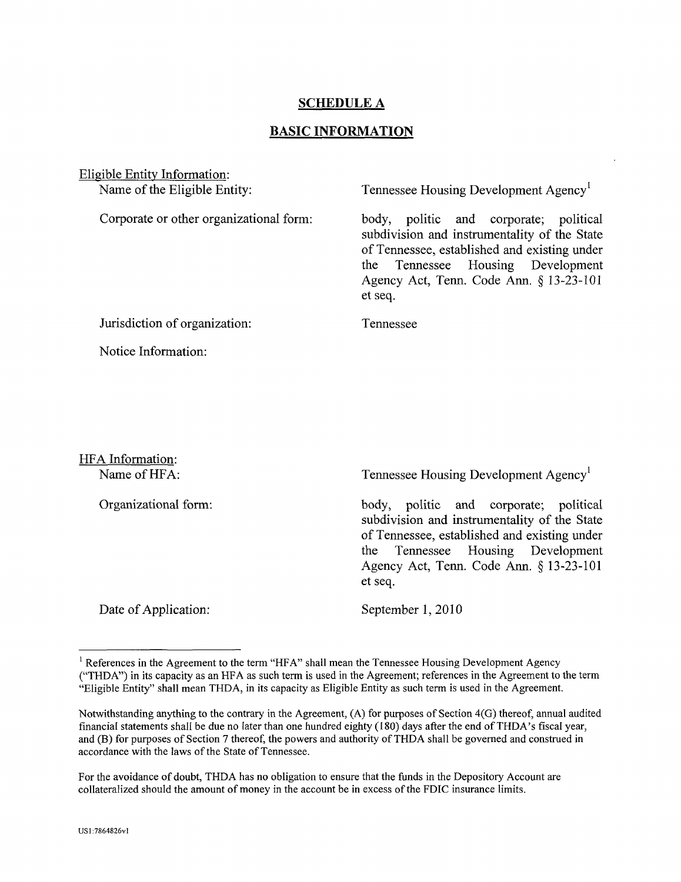## SCHEDULE A

## BASIC INFORMATION

Eligible Entity Information:

| | |
|---|---|
| Name of the Eligible Entity: | Tennessee Housing Development Agency[1] |
| Corporate or other organizational form: | body, politic and corporate; political subdivision and instrumentality of the State of Tennessee, established and existing under the Tennessee Housing Development Agency Act, Tenn. Code Ann. § 13-23-101 et seq. |
| Jurisdiction of organization: | Tennessee |
| Notice Information: | |

HFA Information:

| | |
|---|---|
| Name of HFA: | Tennessee Housing Development Agency[1] |
| Organizational form: | body, politic and corporate; political subdivision and instrumentality of the State of Tennessee, established and existing under the Tennessee Housing Development Agency Act, Tenn. Code Ann. § 13-23-101 et seq. |
| Date of Application: | September 1, 2010 |

---

[1] References in the Agreement to the term "HFA" shall mean the Tennessee Housing Development Agency ("THDA") in its capacity as an HFA as such term is used in the Agreement; references in the Agreement to the term "Eligible Entity" shall mean THDA, in its capacity as Eligible Entity as such term is used in the Agreement.

Notwithstanding anything to the contrary in the Agreement, (A) for purposes of Section 4(G) thereof, annual audited financial statements shall be due no later than one hundred eighty (180) days after the end of THDA's fiscal year, and (B) for purposes of Section 7 thereof, the powers and authority of THDA shall be governed and construed in accordance with the laws of the State of Tennessee.

For the avoidance of doubt, THDA has no obligation to ensure that the funds in the Depository Account are collateralized should the amount of money in the account be in excess of the FDIC insurance limits.

US1:7864826v1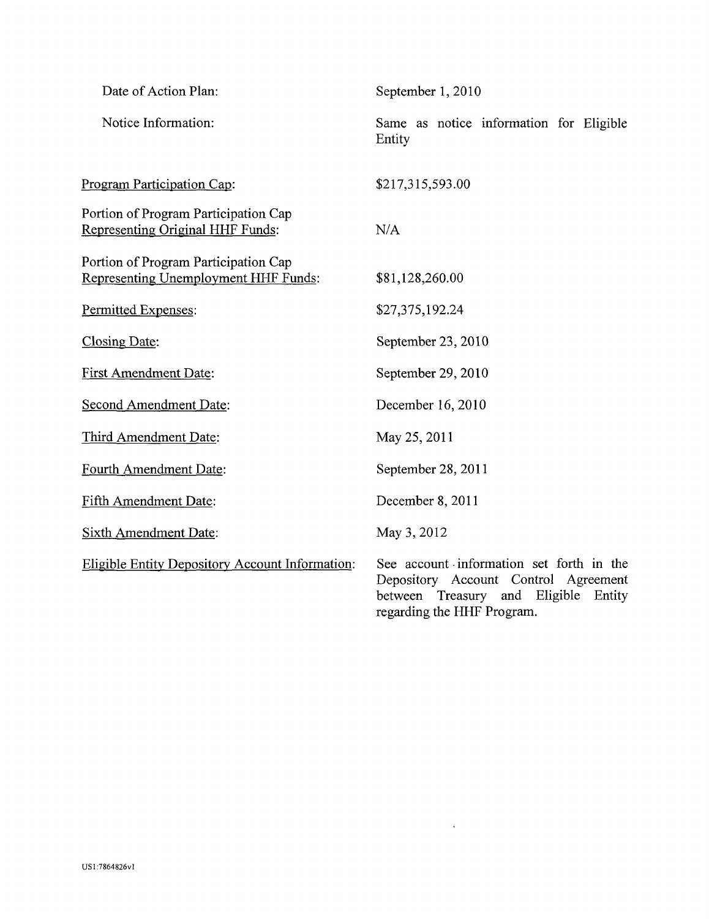| | |
|---|---|
| Date of Action Plan: | September 1, 2010 |
| Notice Information: | Same as notice information for Eligible Entity |
| Program Participation Cap: | $217,315,593.00 |
| Portion of Program Participation Cap Representing Original HHF Funds: | N/A |
| Portion of Program Participation Cap Representing Unemployment HHF Funds: | $81,128,260.00 |
| Permitted Expenses: | $27,375,192.24 |
| Closing Date: | September 23, 2010 |
| First Amendment Date: | September 29, 2010 |
| Second Amendment Date: | December 16, 2010 |
| Third Amendment Date: | May 25, 2011 |
| Fourth Amendment Date: | September 28, 2011 |
| Fifth Amendment Date: | December 8, 2011 |
| Sixth Amendment Date: | May 3, 2012 |
| Eligible Entity Depository Account Information: | See account information set forth in the Depository Account Control Agreement between Treasury and Eligible Entity regarding the HHF Program. |

US1:7864826v1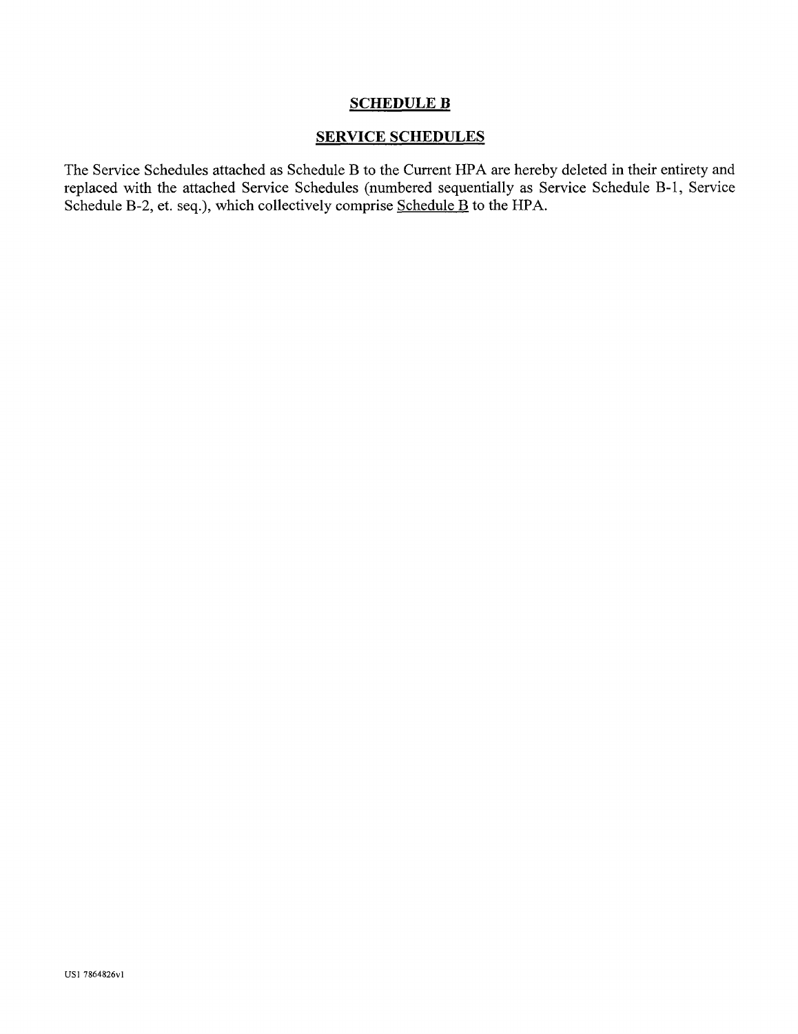# **SCHEDULE B**

## **SERVICE SCHEDULES**

The Service Schedules attached as Schedule B to the Current HPA are hereby deleted in their entirety and replaced with the attached Service Schedules (numbered sequentially as Service Schedule B-1, Service Schedule B-2, et. seq.), which collectively comprise Schedule B to the HPA.

US1 7864826v1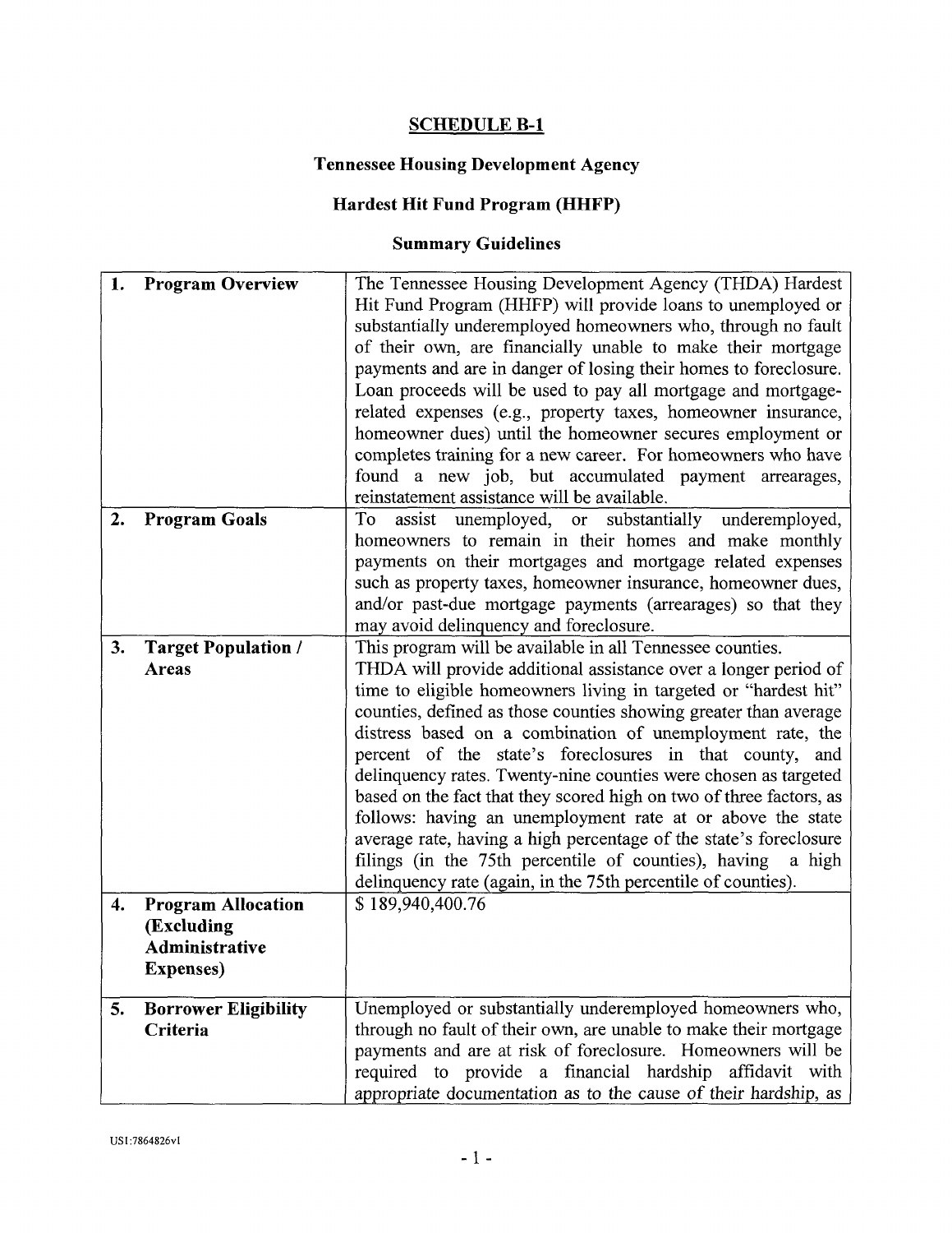# SCHEDULE B-1

## Tennessee Housing Development Agency

## Hardest Hit Fund Program (HHFP)

## Summary Guidelines

| | |
|---|---|
| **1. Program Overview** | The Tennessee Housing Development Agency (THDA) Hardest Hit Fund Program (HHFP) will provide loans to unemployed or substantially underemployed homeowners who, through no fault of their own, are financially unable to make their mortgage payments and are in danger of losing their homes to foreclosure. Loan proceeds will be used to pay all mortgage and mortgage-related expenses (e.g., property taxes, homeowner insurance, homeowner dues) until the homeowner secures employment or completes training for a new career. For homeowners who have found a new job, but accumulated payment arrearages, reinstatement assistance will be available. |
| **2. Program Goals** | To assist unemployed, or substantially underemployed, homeowners to remain in their homes and make monthly payments on their mortgages and mortgage related expenses such as property taxes, homeowner insurance, homeowner dues, and/or past-due mortgage payments (arrearages) so that they may avoid delinquency and foreclosure. |
| **3. Target Population / Areas** | This program will be available in all Tennessee counties. THDA will provide additional assistance over a longer period of time to eligible homeowners living in targeted or "hardest hit" counties, defined as those counties showing greater than average distress based on a combination of unemployment rate, the percent of the state's foreclosures in that county, and delinquency rates. Twenty-nine counties were chosen as targeted based on the fact that they scored high on two of three factors, as follows: having an unemployment rate at or above the state average rate, having a high percentage of the state's foreclosure filings (in the 75th percentile of counties), having a high delinquency rate (again, in the 75th percentile of counties). |
| **4. Program Allocation (Excluding Administrative Expenses)** | $ 189,940,400.76 |
| **5. Borrower Eligibility Criteria** | Unemployed or substantially underemployed homeowners who, through no fault of their own, are unable to make their mortgage payments and are at risk of foreclosure. Homeowners will be required to provide a financial hardship affidavit with appropriate documentation as to the cause of their hardship, as |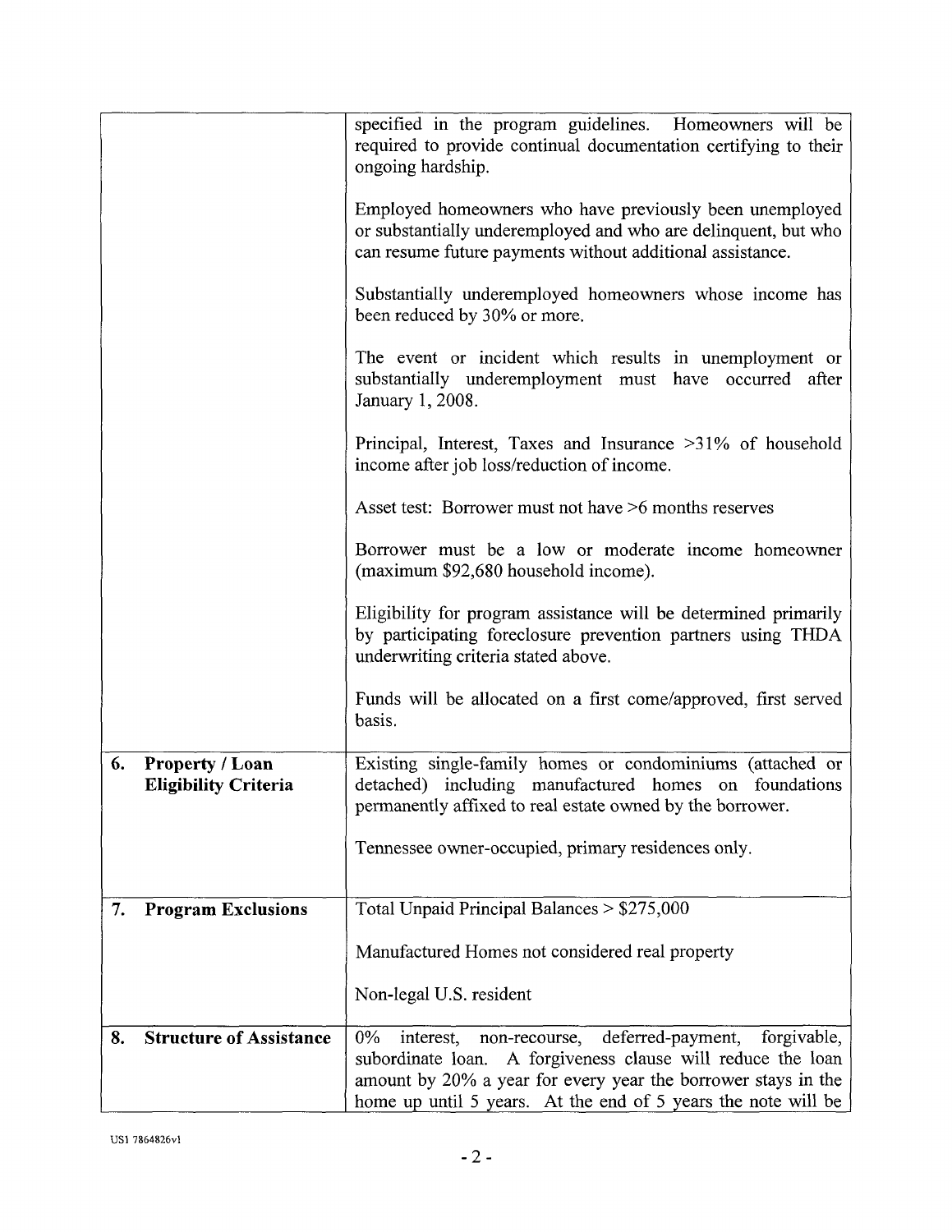| | |
|---|---|
| | specified in the program guidelines. Homeowners will be required to provide continual documentation certifying to their ongoing hardship.<br><br>Employed homeowners who have previously been unemployed or substantially underemployed and who are delinquent, but who can resume future payments without additional assistance.<br><br>Substantially underemployed homeowners whose income has been reduced by 30% or more.<br><br>The event or incident which results in unemployment or substantially underemployment must have occurred after January 1, 2008.<br><br>Principal, Interest, Taxes and Insurance >31% of household income after job loss/reduction of income.<br><br>Asset test: Borrower must not have >6 months reserves<br><br>Borrower must be a low or moderate income homeowner (maximum $92,680 household income).<br><br>Eligibility for program assistance will be determined primarily by participating foreclosure prevention partners using THDA underwriting criteria stated above.<br><br>Funds will be allocated on a first come/approved, first served basis. |
| **6. Property / Loan Eligibility Criteria** | Existing single-family homes or condominiums (attached or detached) including manufactured homes on foundations permanently affixed to real estate owned by the borrower.<br><br>Tennessee owner-occupied, primary residences only. |
| **7. Program Exclusions** | Total Unpaid Principal Balances > $275,000<br><br>Manufactured Homes not considered real property<br><br>Non-legal U.S. resident |
| **8. Structure of Assistance** | 0% interest, non-recourse, deferred-payment, forgivable, subordinate loan. A forgiveness clause will reduce the loan amount by 20% a year for every year the borrower stays in the home up until 5 years. At the end of 5 years the note will be |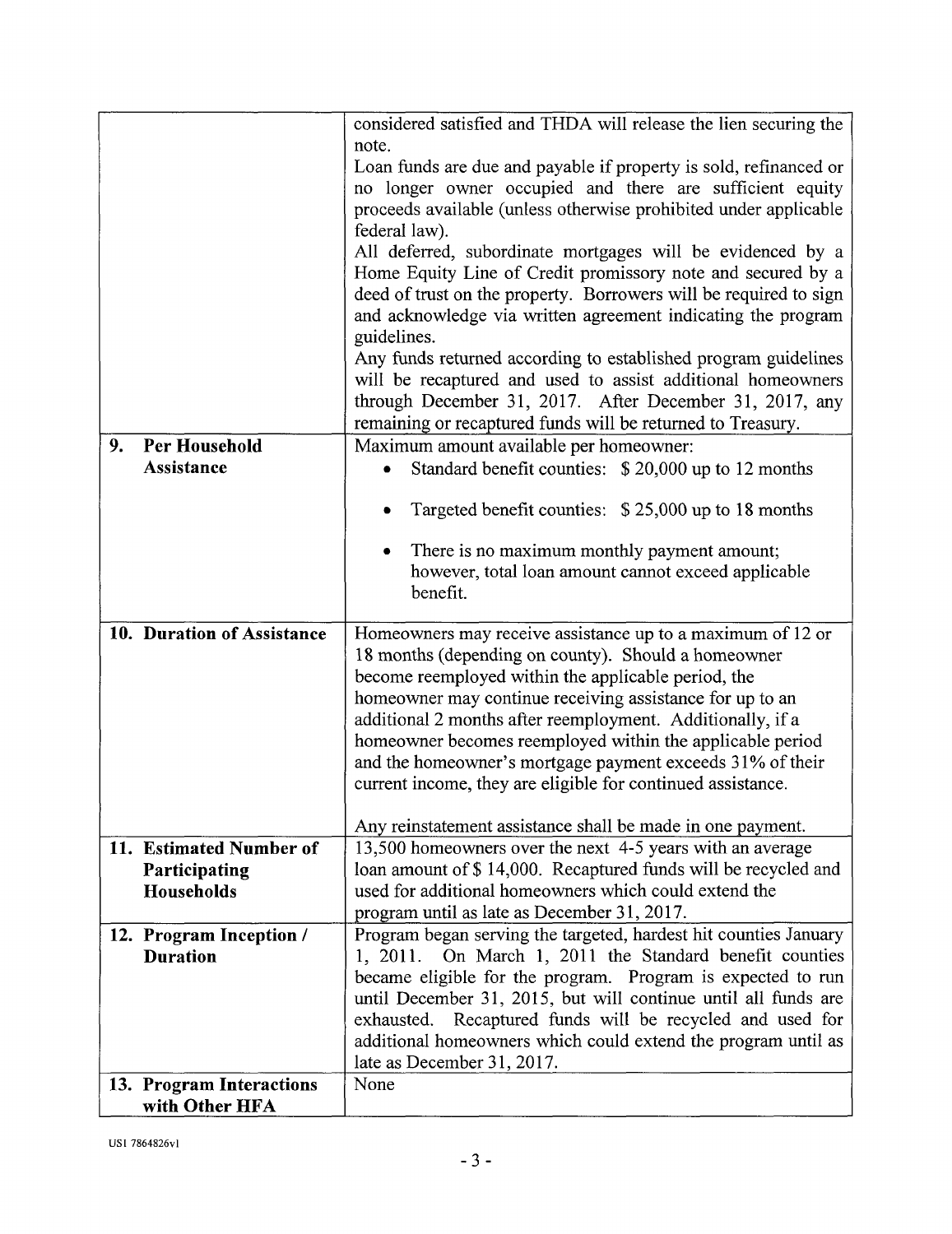| | |
|---|---|
| | considered satisfied and THDA will release the lien securing the note.<br>Loan funds are due and payable if property is sold, refinanced or no longer owner occupied and there are sufficient equity proceeds available (unless otherwise prohibited under applicable federal law).<br>All deferred, subordinate mortgages will be evidenced by a Home Equity Line of Credit promissory note and secured by a deed of trust on the property. Borrowers will be required to sign and acknowledge via written agreement indicating the program guidelines.<br>Any funds returned according to established program guidelines will be recaptured and used to assist additional homeowners through December 31, 2017. After December 31, 2017, any remaining or recaptured funds will be returned to Treasury. |
| **9. Per Household Assistance** | Maximum amount available per homeowner:<br>• Standard benefit counties: $ 20,000 up to 12 months<br>• Targeted benefit counties: $ 25,000 up to 18 months<br>• There is no maximum monthly payment amount; however, total loan amount cannot exceed applicable benefit. |
| **10. Duration of Assistance** | Homeowners may receive assistance up to a maximum of 12 or 18 months (depending on county). Should a homeowner become reemployed within the applicable period, the homeowner may continue receiving assistance for up to an additional 2 months after reemployment. Additionally, if a homeowner becomes reemployed within the applicable period and the homeowner's mortgage payment exceeds 31% of their current income, they are eligible for continued assistance.<br><br>Any reinstatement assistance shall be made in one payment. |
| **11. Estimated Number of Participating Households** | 13,500 homeowners over the next 4-5 years with an average loan amount of $ 14,000. Recaptured funds will be recycled and used for additional homeowners which could extend the program until as late as December 31, 2017. |
| **12. Program Inception / Duration** | Program began serving the targeted, hardest hit counties January 1, 2011. On March 1, 2011 the Standard benefit counties became eligible for the program. Program is expected to run until December 31, 2015, but will continue until all funds are exhausted. Recaptured funds will be recycled and used for additional homeowners which could extend the program until as late as December 31, 2017. |
| **13. Program Interactions with Other HFA** | None |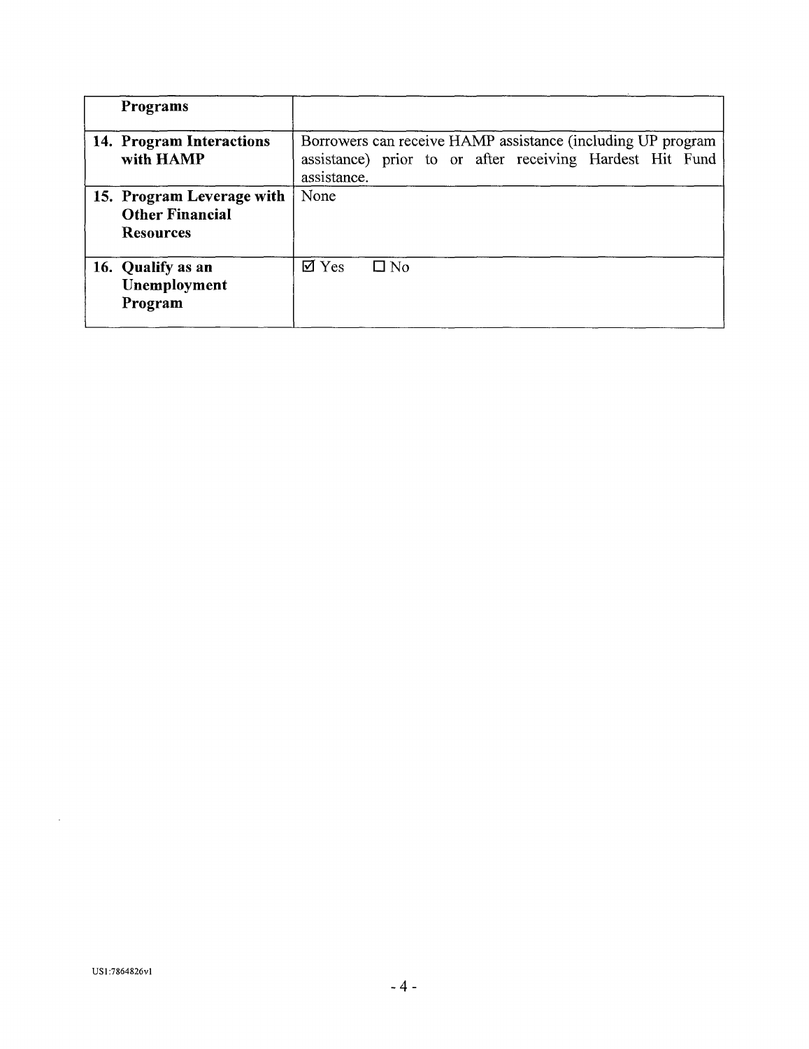| | |
|---|---|
| **Programs** | |
| **14. Program Interactions with HAMP** | Borrowers can receive HAMP assistance (including UP program assistance) prior to or after receiving Hardest Hit Fund assistance. |
| **15. Program Leverage with Other Financial Resources** | None |
| **16. Qualify as an Unemployment Program** | ☑ Yes ☐ No |

US1:7864826v1